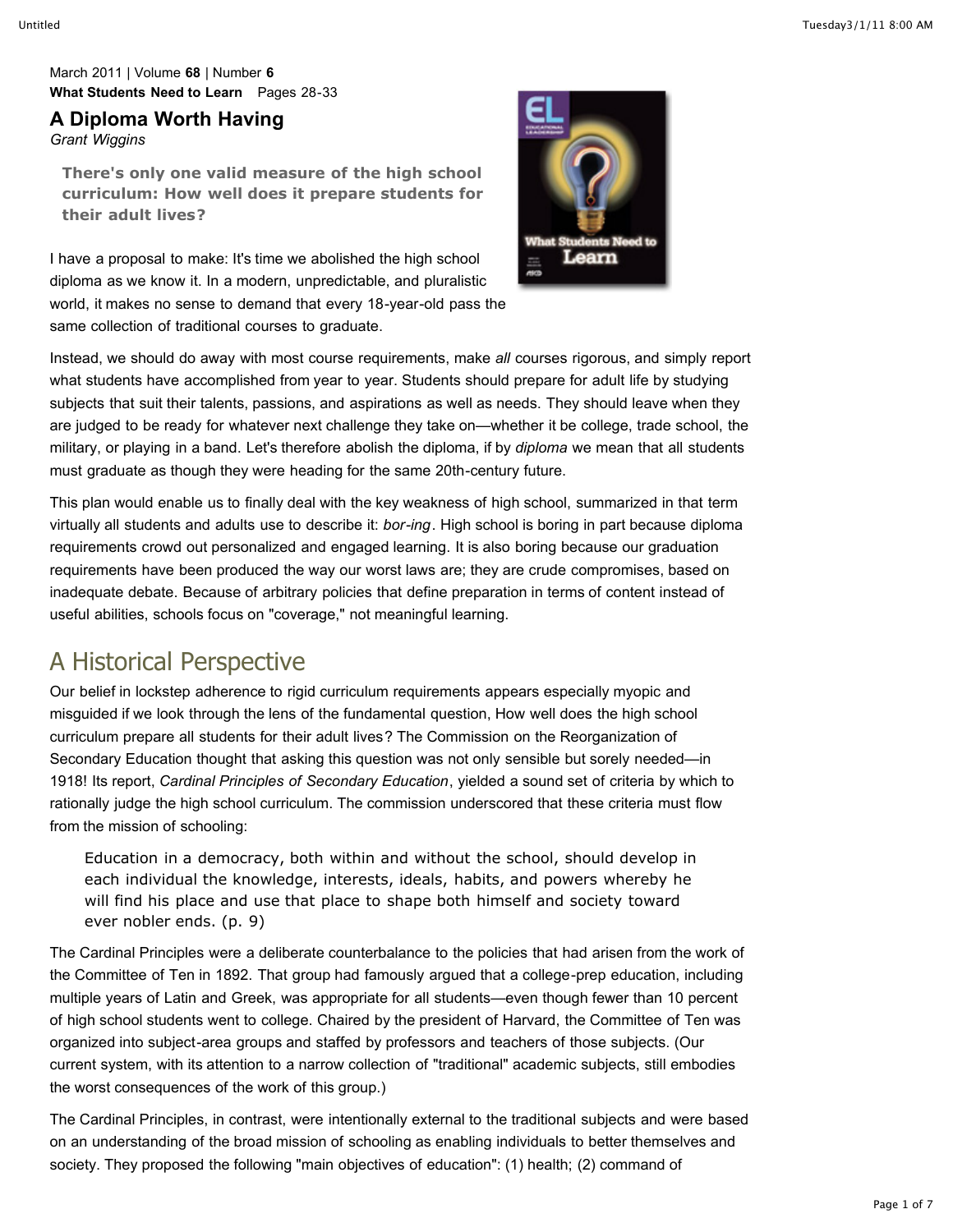March 2011 | Volume **68** | Number **6**
**What Students Need to Learn** Pages 28-33

# A Diploma Worth Having

*Grant Wiggins*

**There's only one valid measure of the high school curriculum: How well does it prepare students for their adult lives?**

I have a proposal to make: It's time we abolished the high school diploma as we know it. In a modern, unpredictable, and pluralistic world, it makes no sense to demand that every 18-year-old pass the same collection of traditional courses to graduate.

Instead, we should do away with most course requirements, make *all* courses rigorous, and simply report what students have accomplished from year to year. Students should prepare for adult life by studying subjects that suit their talents, passions, and aspirations as well as needs. They should leave when they are judged to be ready for whatever next challenge they take on—whether it be college, trade school, the military, or playing in a band. Let's therefore abolish the diploma, if by *diploma* we mean that all students must graduate as though they were heading for the same 20th-century future.

This plan would enable us to finally deal with the key weakness of high school, summarized in that term virtually all students and adults use to describe it: *bor-ing*. High school is boring in part because diploma requirements crowd out personalized and engaged learning. It is also boring because our graduation requirements have been produced the way our worst laws are; they are crude compromises, based on inadequate debate. Because of arbitrary policies that define preparation in terms of content instead of useful abilities, schools focus on "coverage," not meaningful learning.

## A Historical Perspective

Our belief in lockstep adherence to rigid curriculum requirements appears especially myopic and misguided if we look through the lens of the fundamental question, How well does the high school curriculum prepare all students for their adult lives? The Commission on the Reorganization of Secondary Education thought that asking this question was not only sensible but sorely needed—in 1918! Its report, *Cardinal Principles of Secondary Education*, yielded a sound set of criteria by which to rationally judge the high school curriculum. The commission underscored that these criteria must flow from the mission of schooling:

> Education in a democracy, both within and without the school, should develop in each individual the knowledge, interests, ideals, habits, and powers whereby he will find his place and use that place to shape both himself and society toward ever nobler ends. (p. 9)

The Cardinal Principles were a deliberate counterbalance to the policies that had arisen from the work of the Committee of Ten in 1892. That group had famously argued that a college-prep education, including multiple years of Latin and Greek, was appropriate for all students—even though fewer than 10 percent of high school students went to college. Chaired by the president of Harvard, the Committee of Ten was organized into subject-area groups and staffed by professors and teachers of those subjects. (Our current system, with its attention to a narrow collection of "traditional" academic subjects, still embodies the worst consequences of the work of this group.)

The Cardinal Principles, in contrast, were intentionally external to the traditional subjects and were based on an understanding of the broad mission of schooling as enabling individuals to better themselves and society. They proposed the following "main objectives of education": (1) health; (2) command of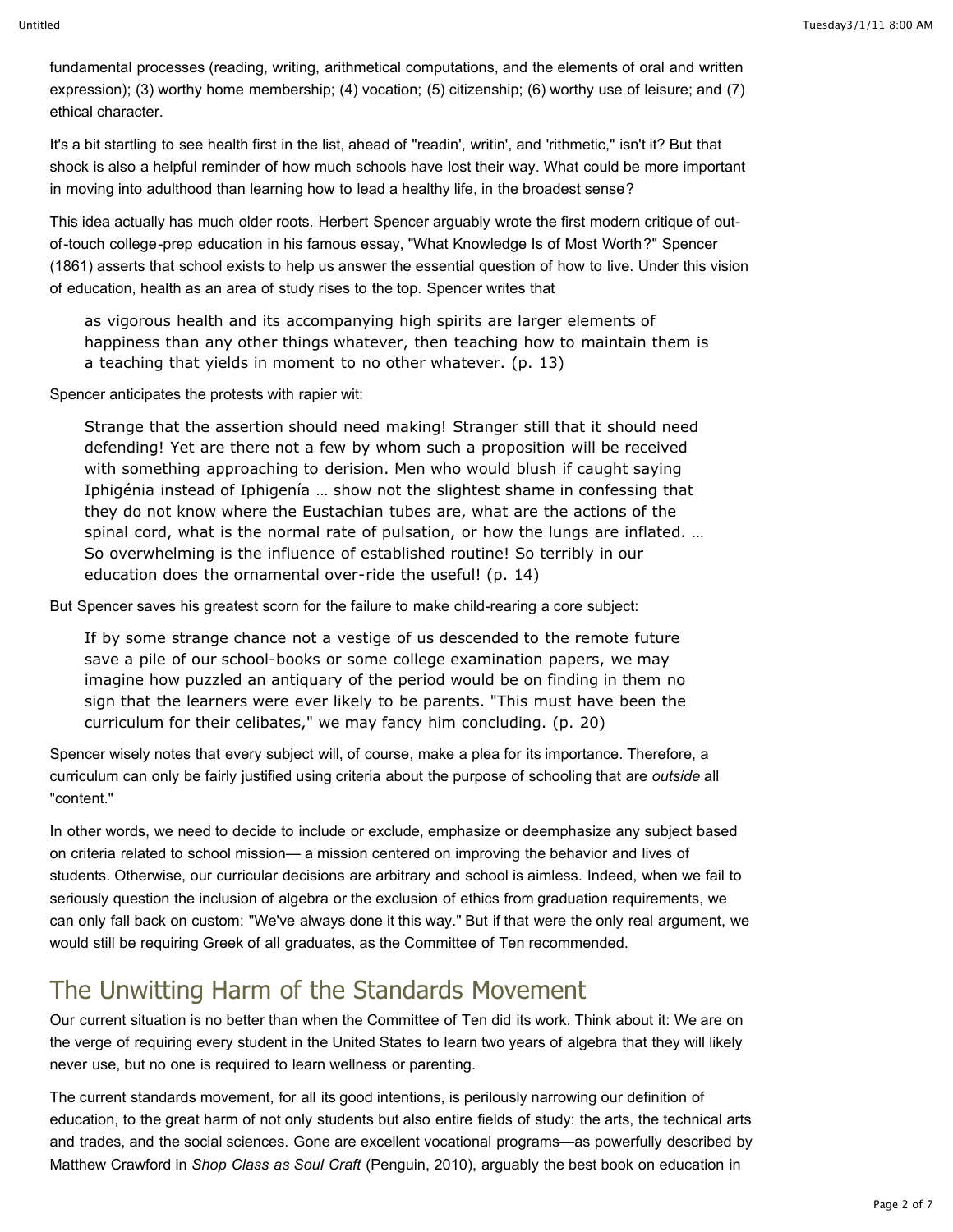fundamental processes (reading, writing, arithmetical computations, and the elements of oral and written expression); (3) worthy home membership; (4) vocation; (5) citizenship; (6) worthy use of leisure; and (7) ethical character.

It's a bit startling to see health first in the list, ahead of "readin', writin', and 'rithmetic," isn't it? But that shock is also a helpful reminder of how much schools have lost their way. What could be more important in moving into adulthood than learning how to lead a healthy life, in the broadest sense?

This idea actually has much older roots. Herbert Spencer arguably wrote the first modern critique of out-of-touch college-prep education in his famous essay, "What Knowledge Is of Most Worth?" Spencer (1861) asserts that school exists to help us answer the essential question of how to live. Under this vision of education, health as an area of study rises to the top. Spencer writes that

> as vigorous health and its accompanying high spirits are larger elements of happiness than any other things whatever, then teaching how to maintain them is a teaching that yields in moment to no other whatever. (p. 13)

Spencer anticipates the protests with rapier wit:

> Strange that the assertion should need making! Stranger still that it should need defending! Yet are there not a few by whom such a proposition will be received with something approaching to derision. Men who would blush if caught saying Iphigénia instead of Iphigenía … show not the slightest shame in confessing that they do not know where the Eustachian tubes are, what are the actions of the spinal cord, what is the normal rate of pulsation, or how the lungs are inflated. … So overwhelming is the influence of established routine! So terribly in our education does the ornamental over-ride the useful! (p. 14)

But Spencer saves his greatest scorn for the failure to make child-rearing a core subject:

> If by some strange chance not a vestige of us descended to the remote future save a pile of our school-books or some college examination papers, we may imagine how puzzled an antiquary of the period would be on finding in them no sign that the learners were ever likely to be parents. "This must have been the curriculum for their celibates," we may fancy him concluding. (p. 20)

Spencer wisely notes that every subject will, of course, make a plea for its importance. Therefore, a curriculum can only be fairly justified using criteria about the purpose of schooling that are *outside* all "content."

In other words, we need to decide to include or exclude, emphasize or deemphasize any subject based on criteria related to school mission— a mission centered on improving the behavior and lives of students. Otherwise, our curricular decisions are arbitrary and school is aimless. Indeed, when we fail to seriously question the inclusion of algebra or the exclusion of ethics from graduation requirements, we can only fall back on custom: "We've always done it this way." But if that were the only real argument, we would still be requiring Greek of all graduates, as the Committee of Ten recommended.

## The Unwitting Harm of the Standards Movement

Our current situation is no better than when the Committee of Ten did its work. Think about it: We are on the verge of requiring every student in the United States to learn two years of algebra that they will likely never use, but no one is required to learn wellness or parenting.

The current standards movement, for all its good intentions, is perilously narrowing our definition of education, to the great harm of not only students but also entire fields of study: the arts, the technical arts and trades, and the social sciences. Gone are excellent vocational programs—as powerfully described by Matthew Crawford in *Shop Class as Soul Craft* (Penguin, 2010), arguably the best book on education in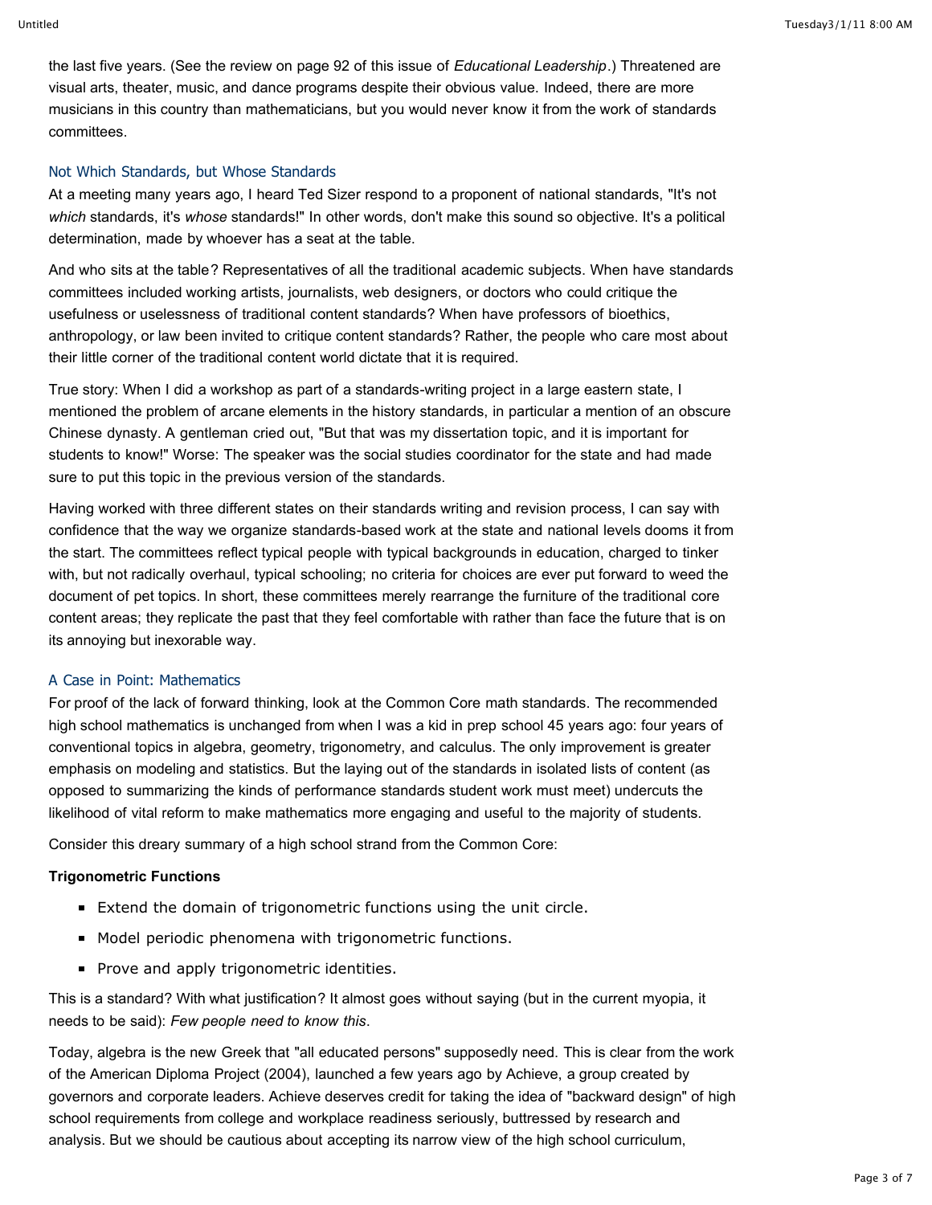the last five years. (See the review on page 92 of this issue of *Educational Leadership*.) Threatened are visual arts, theater, music, and dance programs despite their obvious value. Indeed, there are more musicians in this country than mathematicians, but you would never know it from the work of standards committees.

### Not Which Standards, but Whose Standards

At a meeting many years ago, I heard Ted Sizer respond to a proponent of national standards, "It's not *which* standards, it's *whose* standards!" In other words, don't make this sound so objective. It's a political determination, made by whoever has a seat at the table.

And who sits at the table? Representatives of all the traditional academic subjects. When have standards committees included working artists, journalists, web designers, or doctors who could critique the usefulness or uselessness of traditional content standards? When have professors of bioethics, anthropology, or law been invited to critique content standards? Rather, the people who care most about their little corner of the traditional content world dictate that it is required.

True story: When I did a workshop as part of a standards-writing project in a large eastern state, I mentioned the problem of arcane elements in the history standards, in particular a mention of an obscure Chinese dynasty. A gentleman cried out, "But that was my dissertation topic, and it is important for students to know!" Worse: The speaker was the social studies coordinator for the state and had made sure to put this topic in the previous version of the standards.

Having worked with three different states on their standards writing and revision process, I can say with confidence that the way we organize standards-based work at the state and national levels dooms it from the start. The committees reflect typical people with typical backgrounds in education, charged to tinker with, but not radically overhaul, typical schooling; no criteria for choices are ever put forward to weed the document of pet topics. In short, these committees merely rearrange the furniture of the traditional core content areas; they replicate the past that they feel comfortable with rather than face the future that is on its annoying but inexorable way.

### A Case in Point: Mathematics

For proof of the lack of forward thinking, look at the Common Core math standards. The recommended high school mathematics is unchanged from when I was a kid in prep school 45 years ago: four years of conventional topics in algebra, geometry, trigonometry, and calculus. The only improvement is greater emphasis on modeling and statistics. But the laying out of the standards in isolated lists of content (as opposed to summarizing the kinds of performance standards student work must meet) undercuts the likelihood of vital reform to make mathematics more engaging and useful to the majority of students.

Consider this dreary summary of a high school strand from the Common Core:

**Trigonometric Functions**

- Extend the domain of trigonometric functions using the unit circle.
- Model periodic phenomena with trigonometric functions.
- Prove and apply trigonometric identities.

This is a standard? With what justification? It almost goes without saying (but in the current myopia, it needs to be said): *Few people need to know this*.

Today, algebra is the new Greek that "all educated persons" supposedly need. This is clear from the work of the American Diploma Project (2004), launched a few years ago by Achieve, a group created by governors and corporate leaders. Achieve deserves credit for taking the idea of "backward design" of high school requirements from college and workplace readiness seriously, buttressed by research and analysis. But we should be cautious about accepting its narrow view of the high school curriculum,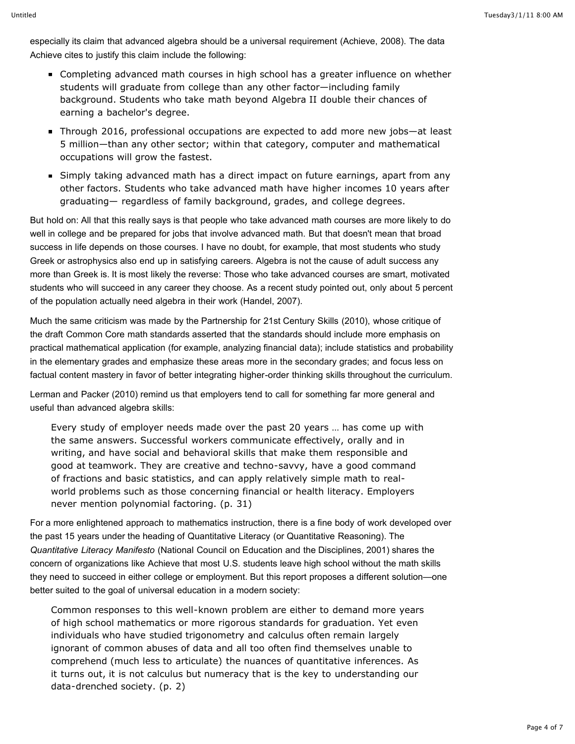especially its claim that advanced algebra should be a universal requirement (Achieve, 2008). The data Achieve cites to justify this claim include the following:

- Completing advanced math courses in high school has a greater influence on whether students will graduate from college than any other factor—including family background. Students who take math beyond Algebra II double their chances of earning a bachelor's degree.
- Through 2016, professional occupations are expected to add more new jobs—at least 5 million—than any other sector; within that category, computer and mathematical occupations will grow the fastest.
- Simply taking advanced math has a direct impact on future earnings, apart from any other factors. Students who take advanced math have higher incomes 10 years after graduating— regardless of family background, grades, and college degrees.

But hold on: All that this really says is that people who take advanced math courses are more likely to do well in college and be prepared for jobs that involve advanced math. But that doesn't mean that broad success in life depends on those courses. I have no doubt, for example, that most students who study Greek or astrophysics also end up in satisfying careers. Algebra is not the cause of adult success any more than Greek is. It is most likely the reverse: Those who take advanced courses are smart, motivated students who will succeed in any career they choose. As a recent study pointed out, only about 5 percent of the population actually need algebra in their work (Handel, 2007).

Much the same criticism was made by the Partnership for 21st Century Skills (2010), whose critique of the draft Common Core math standards asserted that the standards should include more emphasis on practical mathematical application (for example, analyzing financial data); include statistics and probability in the elementary grades and emphasize these areas more in the secondary grades; and focus less on factual content mastery in favor of better integrating higher-order thinking skills throughout the curriculum.

Lerman and Packer (2010) remind us that employers tend to call for something far more general and useful than advanced algebra skills:

> Every study of employer needs made over the past 20 years … has come up with the same answers. Successful workers communicate effectively, orally and in writing, and have social and behavioral skills that make them responsible and good at teamwork. They are creative and techno-savvy, have a good command of fractions and basic statistics, and can apply relatively simple math to real-world problems such as those concerning financial or health literacy. Employers never mention polynomial factoring. (p. 31)

For a more enlightened approach to mathematics instruction, there is a fine body of work developed over the past 15 years under the heading of Quantitative Literacy (or Quantitative Reasoning). The *Quantitative Literacy Manifesto* (National Council on Education and the Disciplines, 2001) shares the concern of organizations like Achieve that most U.S. students leave high school without the math skills they need to succeed in either college or employment. But this report proposes a different solution—one better suited to the goal of universal education in a modern society:

> Common responses to this well-known problem are either to demand more years of high school mathematics or more rigorous standards for graduation. Yet even individuals who have studied trigonometry and calculus often remain largely ignorant of common abuses of data and all too often find themselves unable to comprehend (much less to articulate) the nuances of quantitative inferences. As it turns out, it is not calculus but numeracy that is the key to understanding our data-drenched society. (p. 2)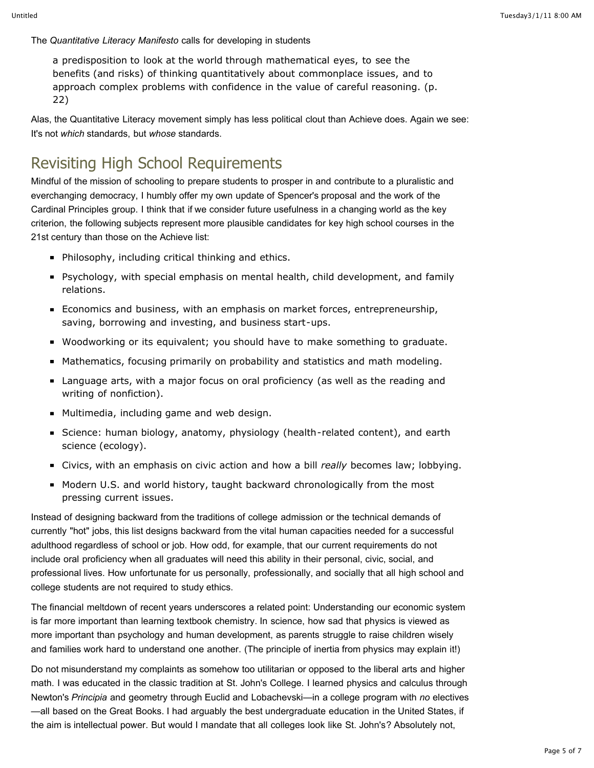The *Quantitative Literacy Manifesto* calls for developing in students

> a predisposition to look at the world through mathematical eyes, to see the benefits (and risks) of thinking quantitatively about commonplace issues, and to approach complex problems with confidence in the value of careful reasoning. (p. 22)

Alas, the Quantitative Literacy movement simply has less political clout than Achieve does. Again we see: It's not *which* standards, but *whose* standards.

## Revisiting High School Requirements

Mindful of the mission of schooling to prepare students to prosper in and contribute to a pluralistic and everchanging democracy, I humbly offer my own update of Spencer's proposal and the work of the Cardinal Principles group. I think that if we consider future usefulness in a changing world as the key criterion, the following subjects represent more plausible candidates for key high school courses in the 21st century than those on the Achieve list:

- Philosophy, including critical thinking and ethics.
- Psychology, with special emphasis on mental health, child development, and family relations.
- Economics and business, with an emphasis on market forces, entrepreneurship, saving, borrowing and investing, and business start-ups.
- Woodworking or its equivalent; you should have to make something to graduate.
- Mathematics, focusing primarily on probability and statistics and math modeling.
- Language arts, with a major focus on oral proficiency (as well as the reading and writing of nonfiction).
- Multimedia, including game and web design.
- Science: human biology, anatomy, physiology (health-related content), and earth science (ecology).
- Civics, with an emphasis on civic action and how a bill *really* becomes law; lobbying.
- Modern U.S. and world history, taught backward chronologically from the most pressing current issues.

Instead of designing backward from the traditions of college admission or the technical demands of currently "hot" jobs, this list designs backward from the vital human capacities needed for a successful adulthood regardless of school or job. How odd, for example, that our current requirements do not include oral proficiency when all graduates will need this ability in their personal, civic, social, and professional lives. How unfortunate for us personally, professionally, and socially that all high school and college students are not required to study ethics.

The financial meltdown of recent years underscores a related point: Understanding our economic system is far more important than learning textbook chemistry. In science, how sad that physics is viewed as more important than psychology and human development, as parents struggle to raise children wisely and families work hard to understand one another. (The principle of inertia from physics may explain it!)

Do not misunderstand my complaints as somehow too utilitarian or opposed to the liberal arts and higher math. I was educated in the classic tradition at St. John's College. I learned physics and calculus through Newton's *Principia* and geometry through Euclid and Lobachevski—in a college program with *no* electives—all based on the Great Books. I had arguably the best undergraduate education in the United States, if the aim is intellectual power. But would I mandate that all colleges look like St. John's? Absolutely not,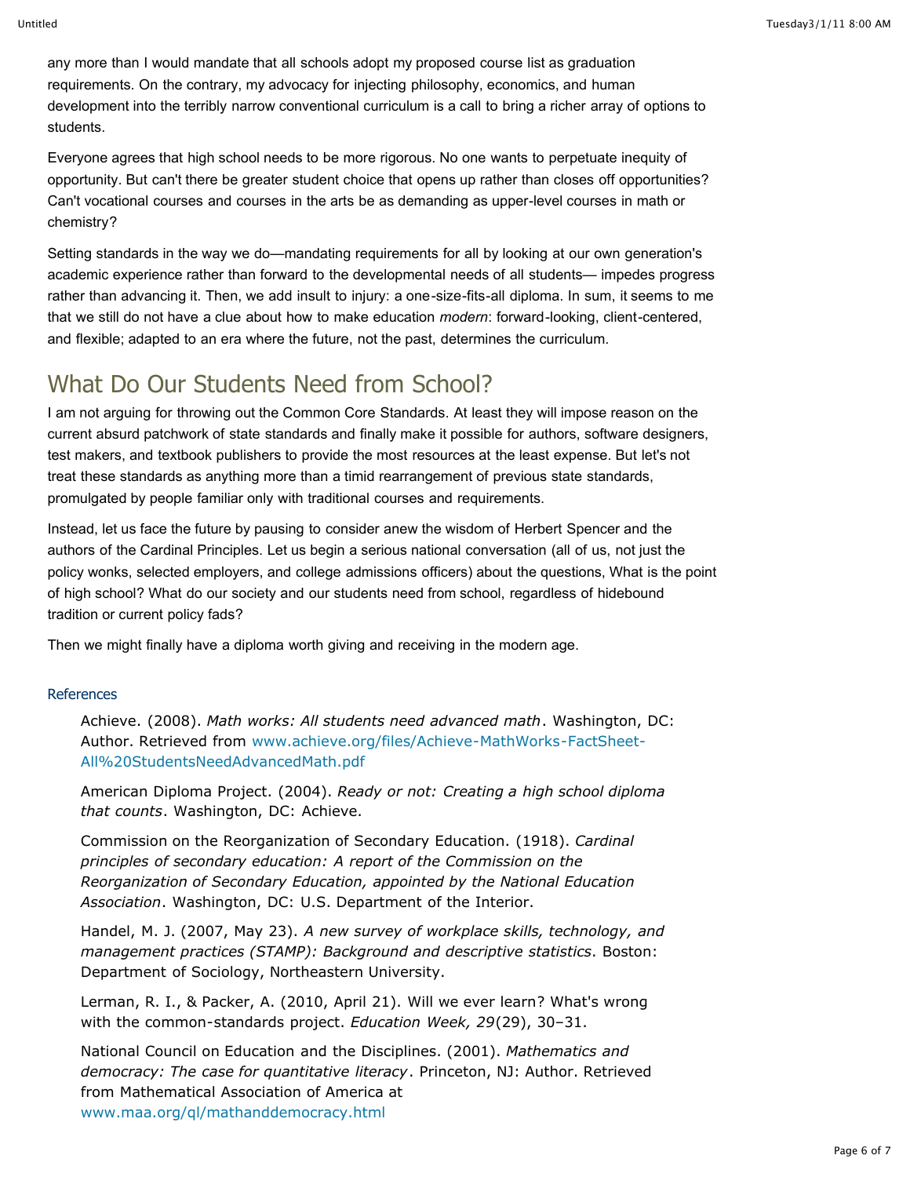any more than I would mandate that all schools adopt my proposed course list as graduation requirements. On the contrary, my advocacy for injecting philosophy, economics, and human development into the terribly narrow conventional curriculum is a call to bring a richer array of options to students.

Everyone agrees that high school needs to be more rigorous. No one wants to perpetuate inequity of opportunity. But can't there be greater student choice that opens up rather than closes off opportunities? Can't vocational courses and courses in the arts be as demanding as upper-level courses in math or chemistry?

Setting standards in the way we do—mandating requirements for all by looking at our own generation's academic experience rather than forward to the developmental needs of all students— impedes progress rather than advancing it. Then, we add insult to injury: a one-size-fits-all diploma. In sum, it seems to me that we still do not have a clue about how to make education *modern*: forward-looking, client-centered, and flexible; adapted to an era where the future, not the past, determines the curriculum.

## What Do Our Students Need from School?

I am not arguing for throwing out the Common Core Standards. At least they will impose reason on the current absurd patchwork of state standards and finally make it possible for authors, software designers, test makers, and textbook publishers to provide the most resources at the least expense. But let's not treat these standards as anything more than a timid rearrangement of previous state standards, promulgated by people familiar only with traditional courses and requirements.

Instead, let us face the future by pausing to consider anew the wisdom of Herbert Spencer and the authors of the Cardinal Principles. Let us begin a serious national conversation (all of us, not just the policy wonks, selected employers, and college admissions officers) about the questions, What is the point of high school? What do our society and our students need from school, regardless of hidebound tradition or current policy fads?

Then we might finally have a diploma worth giving and receiving in the modern age.

### References

Achieve. (2008). *Math works: All students need advanced math*. Washington, DC: Author. Retrieved from www.achieve.org/files/Achieve-MathWorks-FactSheet-All%20StudentsNeedAdvancedMath.pdf

American Diploma Project. (2004). *Ready or not: Creating a high school diploma that counts*. Washington, DC: Achieve.

Commission on the Reorganization of Secondary Education. (1918). *Cardinal principles of secondary education: A report of the Commission on the Reorganization of Secondary Education, appointed by the National Education Association*. Washington, DC: U.S. Department of the Interior.

Handel, M. J. (2007, May 23). *A new survey of workplace skills, technology, and management practices (STAMP): Background and descriptive statistics*. Boston: Department of Sociology, Northeastern University.

Lerman, R. I., & Packer, A. (2010, April 21). Will we ever learn? What's wrong with the common-standards project. *Education Week, 29*(29), 30–31.

National Council on Education and the Disciplines. (2001). *Mathematics and democracy: The case for quantitative literacy*. Princeton, NJ: Author. Retrieved from Mathematical Association of America at www.maa.org/ql/mathanddemocracy.html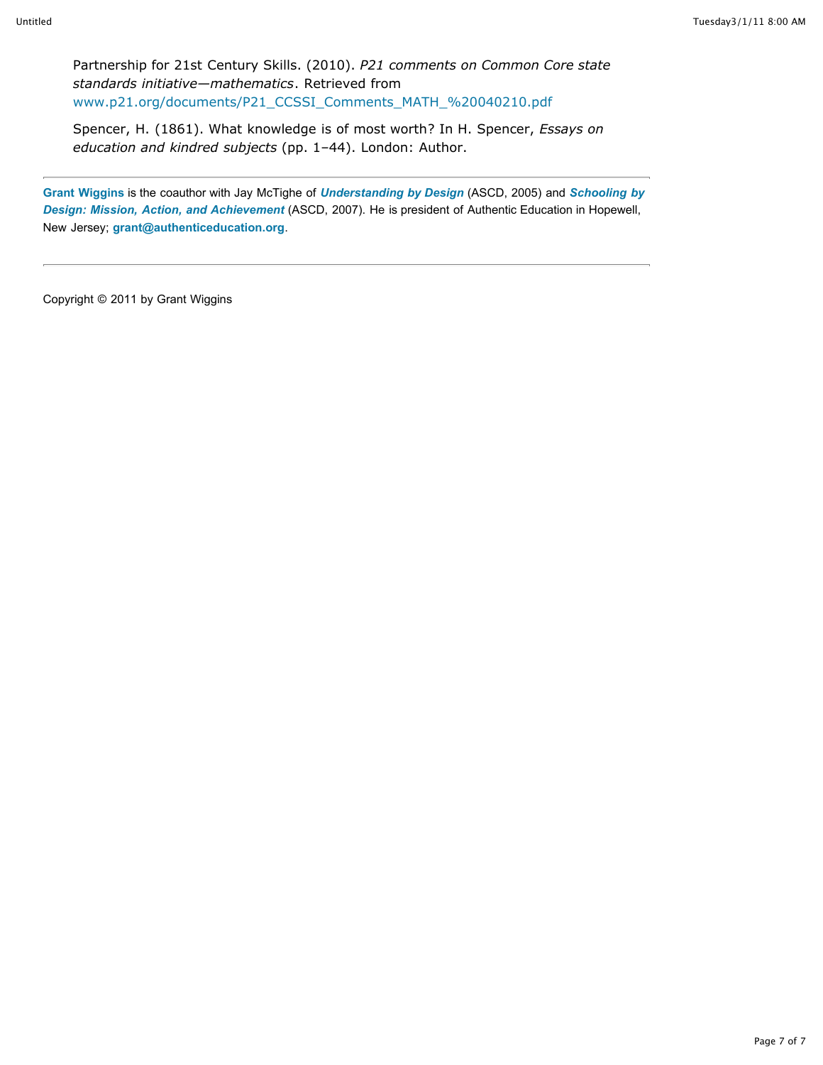Partnership for 21st Century Skills. (2010). *P21 comments on Common Core state standards initiative—mathematics*. Retrieved from www.p21.org/documents/P21_CCSSI_Comments_MATH_%20040210.pdf

Spencer, H. (1861). What knowledge is of most worth? In H. Spencer, *Essays on education and kindred subjects* (pp. 1–44). London: Author.

---

**Grant Wiggins** is the coauthor with Jay McTighe of ***Understanding by Design*** (ASCD, 2005) and ***Schooling by Design: Mission, Action, and Achievement*** (ASCD, 2007). He is president of Authentic Education in Hopewell, New Jersey; **grant@authenticeducation.org**.

---

Copyright © 2011 by Grant Wiggins